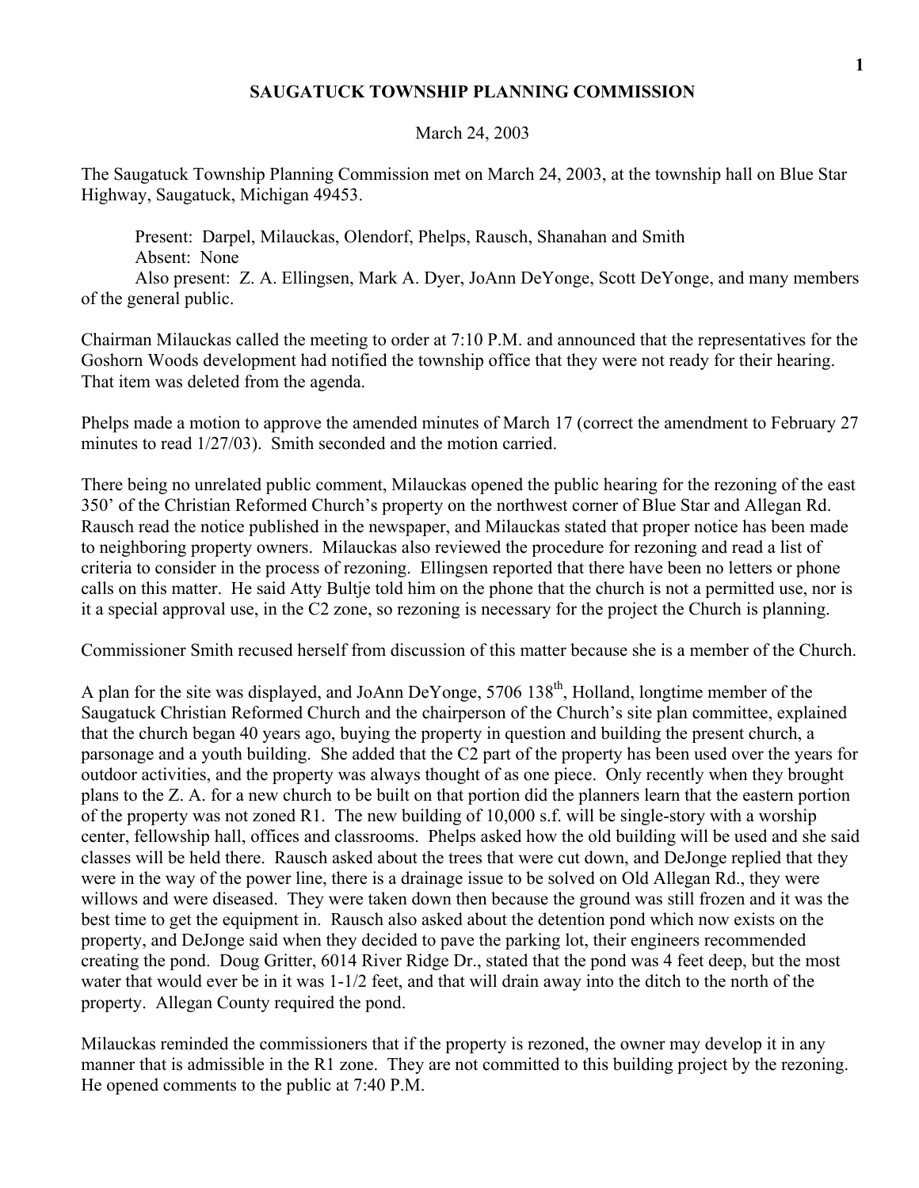# SAUGATUCK TOWNSHIP PLANNING COMMISSION

March 24, 2003

The Saugatuck Township Planning Commission met on March 24, 2003, at the township hall on Blue Star Highway, Saugatuck, Michigan 49453.

Present: Darpel, Milauckas, Olendorf, Phelps, Rausch, Shanahan and Smith
Absent: None
Also present: Z. A. Ellingsen, Mark A. Dyer, JoAnn DeYonge, Scott DeYonge, and many members of the general public.

Chairman Milauckas called the meeting to order at 7:10 P.M. and announced that the representatives for the Goshorn Woods development had notified the township office that they were not ready for their hearing. That item was deleted from the agenda.

Phelps made a motion to approve the amended minutes of March 17 (correct the amendment to February 27 minutes to read 1/27/03). Smith seconded and the motion carried.

There being no unrelated public comment, Milauckas opened the public hearing for the rezoning of the east 350' of the Christian Reformed Church's property on the northwest corner of Blue Star and Allegan Rd. Rausch read the notice published in the newspaper, and Milauckas stated that proper notice has been made to neighboring property owners. Milauckas also reviewed the procedure for rezoning and read a list of criteria to consider in the process of rezoning. Ellingsen reported that there have been no letters or phone calls on this matter. He said Atty Bultje told him on the phone that the church is not a permitted use, nor is it a special approval use, in the C2 zone, so rezoning is necessary for the project the Church is planning.

Commissioner Smith recused herself from discussion of this matter because she is a member of the Church.

A plan for the site was displayed, and JoAnn DeYonge, 5706 138th, Holland, longtime member of the Saugatuck Christian Reformed Church and the chairperson of the Church's site plan committee, explained that the church began 40 years ago, buying the property in question and building the present church, a parsonage and a youth building. She added that the C2 part of the property has been used over the years for outdoor activities, and the property was always thought of as one piece. Only recently when they brought plans to the Z. A. for a new church to be built on that portion did the planners learn that the eastern portion of the property was not zoned R1. The new building of 10,000 s.f. will be single-story with a worship center, fellowship hall, offices and classrooms. Phelps asked how the old building will be used and she said classes will be held there. Rausch asked about the trees that were cut down, and DeJonge replied that they were in the way of the power line, there is a drainage issue to be solved on Old Allegan Rd., they were willows and were diseased. They were taken down then because the ground was still frozen and it was the best time to get the equipment in. Rausch also asked about the detention pond which now exists on the property, and DeJonge said when they decided to pave the parking lot, their engineers recommended creating the pond. Doug Gritter, 6014 River Ridge Dr., stated that the pond was 4 feet deep, but the most water that would ever be in it was 1-1/2 feet, and that will drain away into the ditch to the north of the property. Allegan County required the pond.

Milauckas reminded the commissioners that if the property is rezoned, the owner may develop it in any manner that is admissible in the R1 zone. They are not committed to this building project by the rezoning. He opened comments to the public at 7:40 P.M.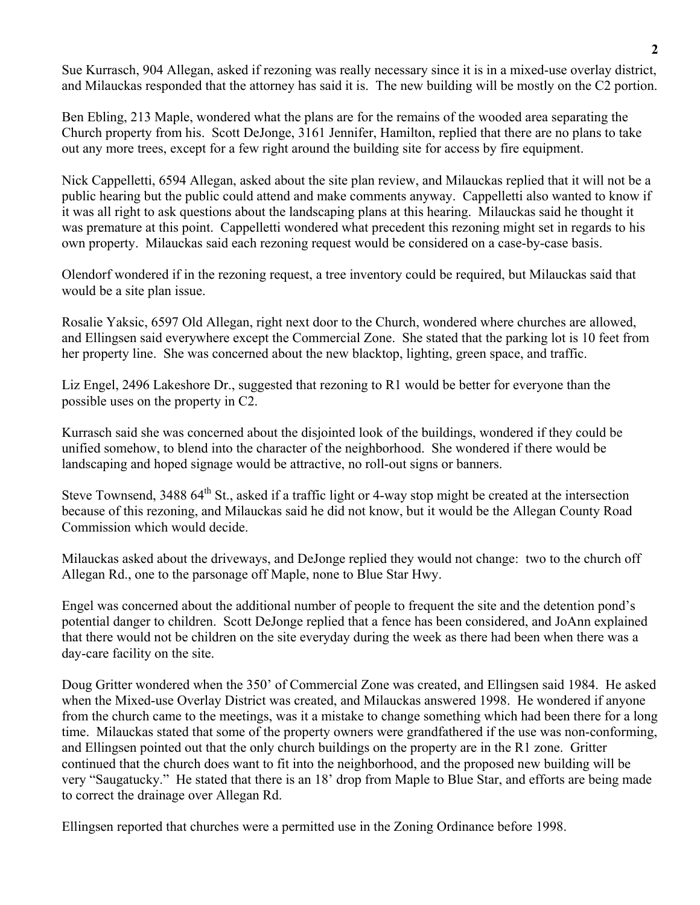Sue Kurrasch, 904 Allegan, asked if rezoning was really necessary since it is in a mixed-use overlay district, and Milauckas responded that the attorney has said it is. The new building will be mostly on the C2 portion.

Ben Ebling, 213 Maple, wondered what the plans are for the remains of the wooded area separating the Church property from his. Scott DeJonge, 3161 Jennifer, Hamilton, replied that there are no plans to take out any more trees, except for a few right around the building site for access by fire equipment.

Nick Cappelletti, 6594 Allegan, asked about the site plan review, and Milauckas replied that it will not be a public hearing but the public could attend and make comments anyway. Cappelletti also wanted to know if it was all right to ask questions about the landscaping plans at this hearing. Milauckas said he thought it was premature at this point. Cappelletti wondered what precedent this rezoning might set in regards to his own property. Milauckas said each rezoning request would be considered on a case-by-case basis.

Olendorf wondered if in the rezoning request, a tree inventory could be required, but Milauckas said that would be a site plan issue.

Rosalie Yaksic, 6597 Old Allegan, right next door to the Church, wondered where churches are allowed, and Ellingsen said everywhere except the Commercial Zone. She stated that the parking lot is 10 feet from her property line. She was concerned about the new blacktop, lighting, green space, and traffic.

Liz Engel, 2496 Lakeshore Dr., suggested that rezoning to R1 would be better for everyone than the possible uses on the property in C2.

Kurrasch said she was concerned about the disjointed look of the buildings, wondered if they could be unified somehow, to blend into the character of the neighborhood. She wondered if there would be landscaping and hoped signage would be attractive, no roll-out signs or banners.

Steve Townsend, 3488 64th St., asked if a traffic light or 4-way stop might be created at the intersection because of this rezoning, and Milauckas said he did not know, but it would be the Allegan County Road Commission which would decide.

Milauckas asked about the driveways, and DeJonge replied they would not change: two to the church off Allegan Rd., one to the parsonage off Maple, none to Blue Star Hwy.

Engel was concerned about the additional number of people to frequent the site and the detention pond's potential danger to children. Scott DeJonge replied that a fence has been considered, and JoAnn explained that there would not be children on the site everyday during the week as there had been when there was a day-care facility on the site.

Doug Gritter wondered when the 350' of Commercial Zone was created, and Ellingsen said 1984. He asked when the Mixed-use Overlay District was created, and Milauckas answered 1998. He wondered if anyone from the church came to the meetings, was it a mistake to change something which had been there for a long time. Milauckas stated that some of the property owners were grandfathered if the use was non-conforming, and Ellingsen pointed out that the only church buildings on the property are in the R1 zone. Gritter continued that the church does want to fit into the neighborhood, and the proposed new building will be very "Saugatucky." He stated that there is an 18' drop from Maple to Blue Star, and efforts are being made to correct the drainage over Allegan Rd.

Ellingsen reported that churches were a permitted use in the Zoning Ordinance before 1998.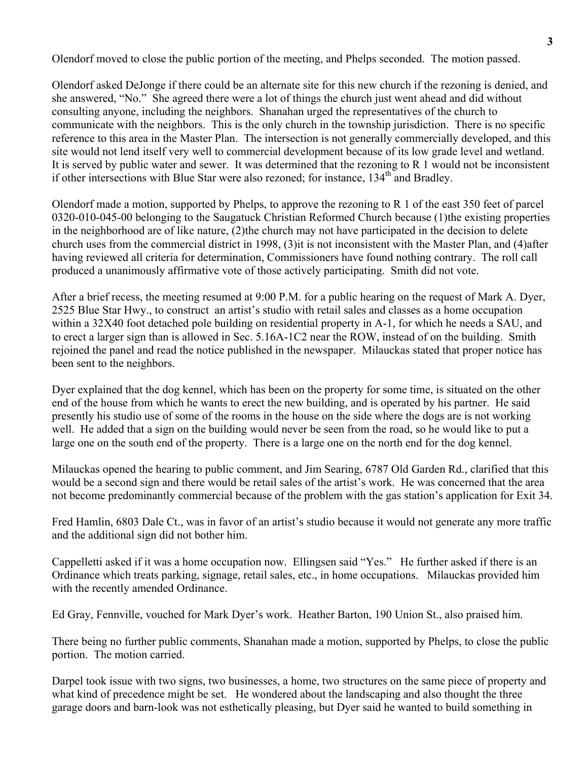Olendorf moved to close the public portion of the meeting, and Phelps seconded. The motion passed.

Olendorf asked DeJonge if there could be an alternate site for this new church if the rezoning is denied, and she answered, "No." She agreed there were a lot of things the church just went ahead and did without consulting anyone, including the neighbors. Shanahan urged the representatives of the church to communicate with the neighbors. This is the only church in the township jurisdiction. There is no specific reference to this area in the Master Plan. The intersection is not generally commercially developed, and this site would not lend itself very well to commercial development because of its low grade level and wetland. It is served by public water and sewer. It was determined that the rezoning to R 1 would not be inconsistent if other intersections with Blue Star were also rezoned; for instance, 134th and Bradley.

Olendorf made a motion, supported by Phelps, to approve the rezoning to R 1 of the east 350 feet of parcel 0320-010-045-00 belonging to the Saugatuck Christian Reformed Church because (1)the existing properties in the neighborhood are of like nature, (2)the church may not have participated in the decision to delete church uses from the commercial district in 1998, (3)it is not inconsistent with the Master Plan, and (4)after having reviewed all criteria for determination, Commissioners have found nothing contrary. The roll call produced a unanimously affirmative vote of those actively participating. Smith did not vote.

After a brief recess, the meeting resumed at 9:00 P.M. for a public hearing on the request of Mark A. Dyer, 2525 Blue Star Hwy., to construct an artist's studio with retail sales and classes as a home occupation within a 32X40 foot detached pole building on residential property in A-1, for which he needs a SAU, and to erect a larger sign than is allowed in Sec. 5.16A-1C2 near the ROW, instead of on the building. Smith rejoined the panel and read the notice published in the newspaper. Milauckas stated that proper notice has been sent to the neighbors.

Dyer explained that the dog kennel, which has been on the property for some time, is situated on the other end of the house from which he wants to erect the new building, and is operated by his partner. He said presently his studio use of some of the rooms in the house on the side where the dogs are is not working well. He added that a sign on the building would never be seen from the road, so he would like to put a large one on the south end of the property. There is a large one on the north end for the dog kennel.

Milauckas opened the hearing to public comment, and Jim Searing, 6787 Old Garden Rd., clarified that this would be a second sign and there would be retail sales of the artist's work. He was concerned that the area not become predominantly commercial because of the problem with the gas station's application for Exit 34.

Fred Hamlin, 6803 Dale Ct., was in favor of an artist's studio because it would not generate any more traffic and the additional sign did not bother him.

Cappelletti asked if it was a home occupation now. Ellingsen said "Yes." He further asked if there is an Ordinance which treats parking, signage, retail sales, etc., in home occupations. Milauckas provided him with the recently amended Ordinance.

Ed Gray, Fennville, vouched for Mark Dyer's work. Heather Barton, 190 Union St., also praised him.

There being no further public comments, Shanahan made a motion, supported by Phelps, to close the public portion. The motion carried.

Darpel took issue with two signs, two businesses, a home, two structures on the same piece of property and what kind of precedence might be set. He wondered about the landscaping and also thought the three garage doors and barn-look was not esthetically pleasing, but Dyer said he wanted to build something in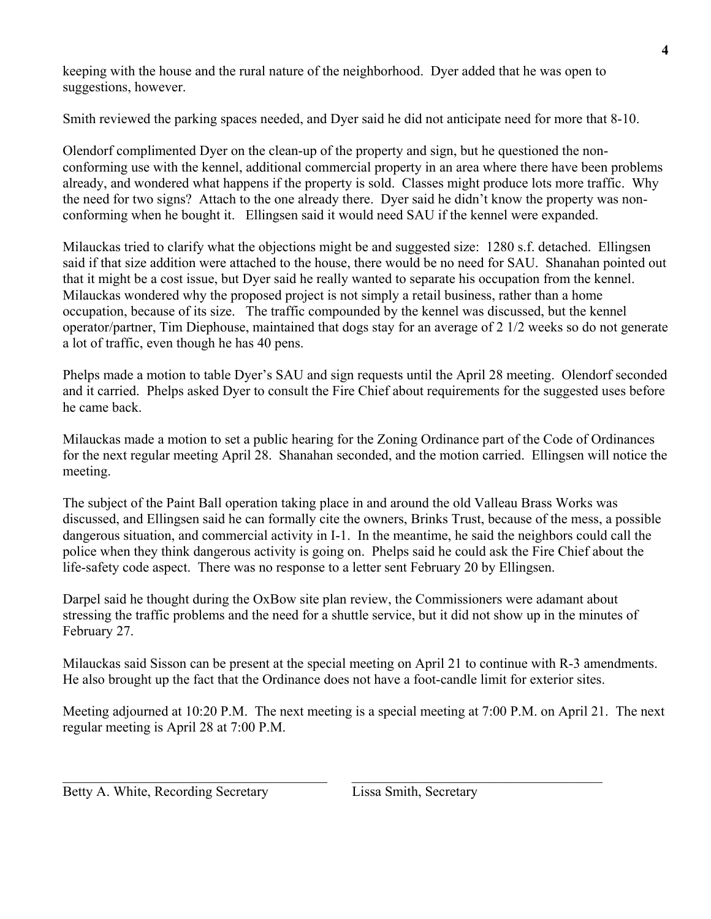keeping with the house and the rural nature of the neighborhood. Dyer added that he was open to suggestions, however.

Smith reviewed the parking spaces needed, and Dyer said he did not anticipate need for more that 8-10.

Olendorf complimented Dyer on the clean-up of the property and sign, but he questioned the non-conforming use with the kennel, additional commercial property in an area where there have been problems already, and wondered what happens if the property is sold. Classes might produce lots more traffic. Why the need for two signs? Attach to the one already there. Dyer said he didn't know the property was non-conforming when he bought it. Ellingsen said it would need SAU if the kennel were expanded.

Milauckas tried to clarify what the objections might be and suggested size: 1280 s.f. detached. Ellingsen said if that size addition were attached to the house, there would be no need for SAU. Shanahan pointed out that it might be a cost issue, but Dyer said he really wanted to separate his occupation from the kennel. Milauckas wondered why the proposed project is not simply a retail business, rather than a home occupation, because of its size. The traffic compounded by the kennel was discussed, but the kennel operator/partner, Tim Diephouse, maintained that dogs stay for an average of 2 1/2 weeks so do not generate a lot of traffic, even though he has 40 pens.

Phelps made a motion to table Dyer's SAU and sign requests until the April 28 meeting. Olendorf seconded and it carried. Phelps asked Dyer to consult the Fire Chief about requirements for the suggested uses before he came back.

Milauckas made a motion to set a public hearing for the Zoning Ordinance part of the Code of Ordinances for the next regular meeting April 28. Shanahan seconded, and the motion carried. Ellingsen will notice the meeting.

The subject of the Paint Ball operation taking place in and around the old Valleau Brass Works was discussed, and Ellingsen said he can formally cite the owners, Brinks Trust, because of the mess, a possible dangerous situation, and commercial activity in I-1. In the meantime, he said the neighbors could call the police when they think dangerous activity is going on. Phelps said he could ask the Fire Chief about the life-safety code aspect. There was no response to a letter sent February 20 by Ellingsen.

Darpel said he thought during the OxBow site plan review, the Commissioners were adamant about stressing the traffic problems and the need for a shuttle service, but it did not show up in the minutes of February 27.

Milauckas said Sisson can be present at the special meeting on April 21 to continue with R-3 amendments. He also brought up the fact that the Ordinance does not have a foot-candle limit for exterior sites.

Meeting adjourned at 10:20 P.M. The next meeting is a special meeting at 7:00 P.M. on April 21. The next regular meeting is April 28 at 7:00 P.M.

\_\_\_\_\_\_\_\_\_\_\_\_\_\_\_\_\_\_\_\_\_\_\_\_\_\_\_\_\_\_\_\_\_\_\_\_\_\_ \_\_\_\_\_\_\_\_\_\_\_\_\_\_\_\_\_\_\_\_\_\_\_\_\_\_\_\_\_\_\_\_\_\_\_\_\_\_

Betty A. White, Recording Secretary    Lissa Smith, Secretary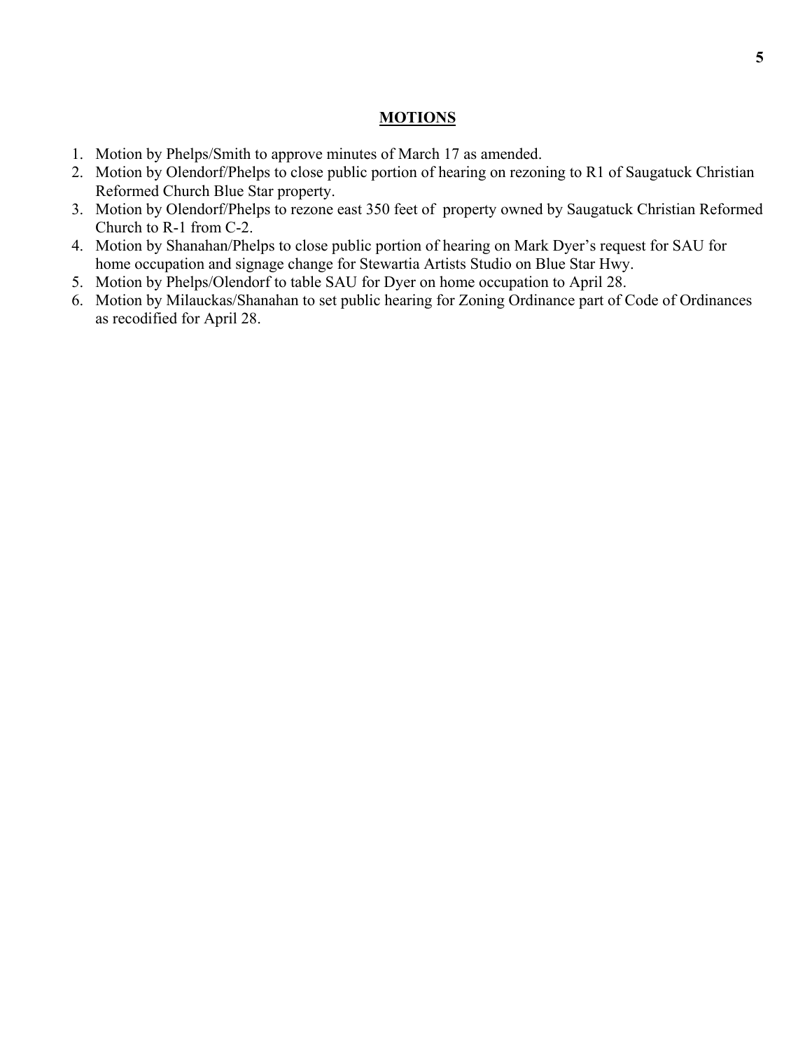## MOTIONS

1. Motion by Phelps/Smith to approve minutes of March 17 as amended.
2. Motion by Olendorf/Phelps to close public portion of hearing on rezoning to R1 of Saugatuck Christian Reformed Church Blue Star property.
3. Motion by Olendorf/Phelps to rezone east 350 feet of property owned by Saugatuck Christian Reformed Church to R-1 from C-2.
4. Motion by Shanahan/Phelps to close public portion of hearing on Mark Dyer's request for SAU for home occupation and signage change for Stewartia Artists Studio on Blue Star Hwy.
5. Motion by Phelps/Olendorf to table SAU for Dyer on home occupation to April 28.
6. Motion by Milauckas/Shanahan to set public hearing for Zoning Ordinance part of Code of Ordinances as recodified for April 28.